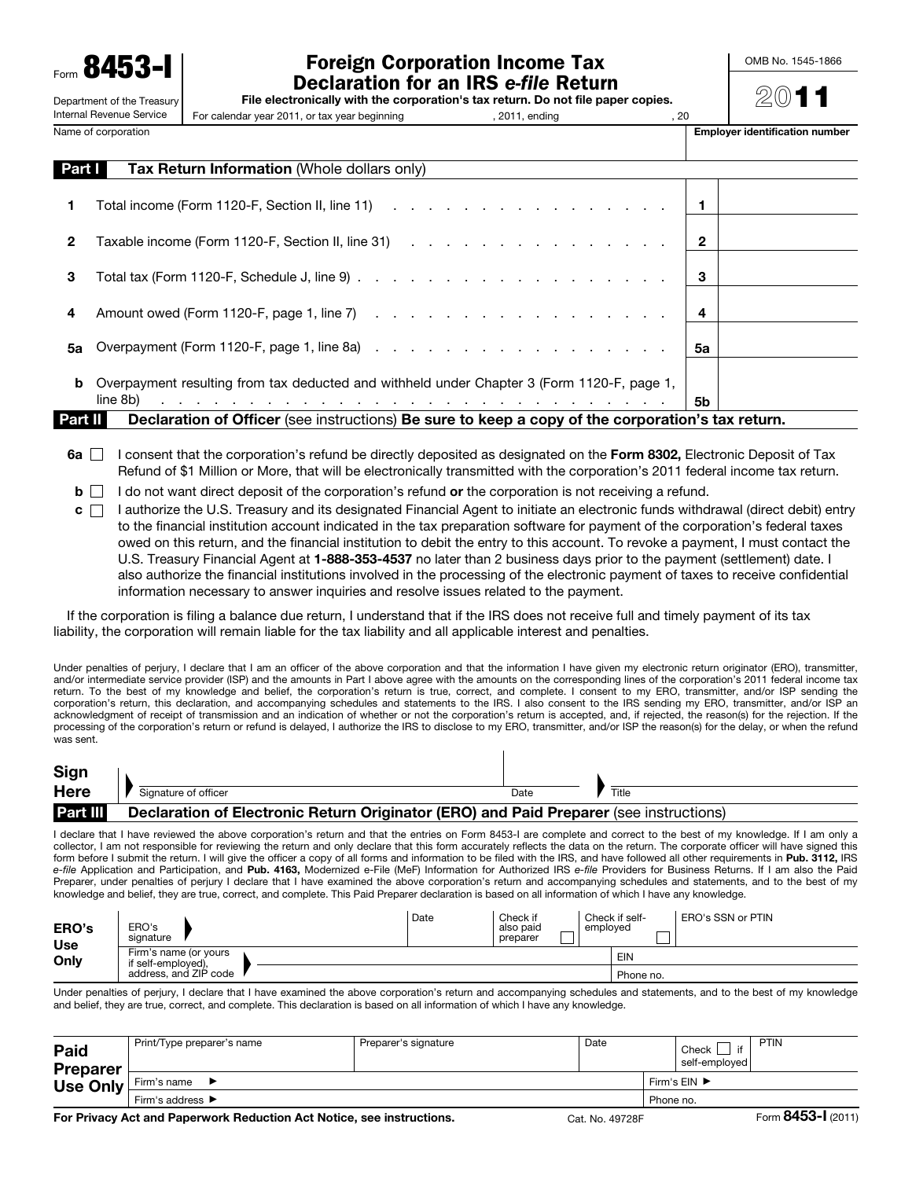Form **8453-I**

Department of the Treasury
Internal Revenue Service

# Foreign Corporation Income Tax Declaration for an IRS *e-file* Return

**File electronically with the corporation's tax return. Do not file paper copies.**

For calendar year 2011, or tax year beginning , 2011, ending , 20

OMB No. 1545-1866

**2011**

Name of corporation | **Employer identification number**

## Part I Tax Return Information (Whole dollars only)

| | | | |
|---|---|---|---|
| **1** | Total income (Form 1120-F, Section II, line 11) | **1** | |
| **2** | Taxable income (Form 1120-F, Section II, line 31) | **2** | |
| **3** | Total tax (Form 1120-F, Schedule J, line 9) | **3** | |
| **4** | Amount owed (Form 1120-F, page 1, line 7) | **4** | |
| **5a** | Overpayment (Form 1120-F, page 1, line 8a) | **5a** | |
| **b** | Overpayment resulting from tax deducted and withheld under Chapter 3 (Form 1120-F, page 1, line 8b) | **5b** | |

## Part II Declaration of Officer (see instructions) Be sure to keep a copy of the corporation's tax return.

**6a** ☐ I consent that the corporation's refund be directly deposited as designated on the **Form 8302,** Electronic Deposit of Tax Refund of $1 Million or More, that will be electronically transmitted with the corporation's 2011 federal income tax return.

**b** ☐ I do not want direct deposit of the corporation's refund **or** the corporation is not receiving a refund.

**c** ☐ I authorize the U.S. Treasury and its designated Financial Agent to initiate an electronic funds withdrawal (direct debit) entry to the financial institution account indicated in the tax preparation software for payment of the corporation's federal taxes owed on this return, and the financial institution to debit the entry to this account. To revoke a payment, I must contact the U.S. Treasury Financial Agent at **1-888-353-4537** no later than 2 business days prior to the payment (settlement) date. I also authorize the financial institutions involved in the processing of the electronic payment of taxes to receive confidential information necessary to answer inquiries and resolve issues related to the payment.

If the corporation is filing a balance due return, I understand that if the IRS does not receive full and timely payment of its tax liability, the corporation will remain liable for the tax liability and all applicable interest and penalties.

Under penalties of perjury, I declare that I am an officer of the above corporation and that the information I have given my electronic return originator (ERO), transmitter, and/or intermediate service provider (ISP) and the amounts in Part I above agree with the amounts on the corresponding lines of the corporation's 2011 federal income tax return. To the best of my knowledge and belief, the corporation's return is true, correct, and complete. I consent to my ERO, transmitter, and/or ISP sending the corporation's return, this declaration, and accompanying schedules and statements to the IRS. I also consent to the IRS sending my ERO, transmitter, and/or ISP an acknowledgment of receipt of transmission and an indication of whether or not the corporation's return is accepted, and, if rejected, the reason(s) for the rejection. If the processing of the corporation's return or refund is delayed, I authorize the IRS to disclose to my ERO, transmitter, and/or ISP the reason(s) for the delay, or when the refund was sent.

**Sign Here** ▶ Signature of officer | Date | ▶ Title

## Part III Declaration of Electronic Return Originator (ERO) and Paid Preparer (see instructions)

I declare that I have reviewed the above corporation's return and that the entries on Form 8453-I are complete and correct to the best of my knowledge. If I am only a collector, I am not responsible for reviewing the return and only declare that this form accurately reflects the data on the return. The corporate officer will have signed this form before I submit the return. I will give the officer a copy of all forms and information to be filed with the IRS, and have followed all other requirements in **Pub. 3112,** IRS *e-file* Application and Participation, and **Pub. 4163,** Modernized e-File (MeF) Information for Authorized IRS *e-file* Providers for Business Returns. If I am also the Paid Preparer, under penalties of perjury I declare that I have examined the above corporation's return and accompanying schedules and statements, and to the best of my knowledge and belief, they are true, correct, and complete. This Paid Preparer declaration is based on all information of which I have any knowledge.

| **ERO's Use Only** | | | | | |
|---|---|---|---|---|---|
| ERO's signature ▶ | Date | Check if also paid preparer ☐ | Check if self-employed ☐ | ERO's SSN or PTIN |
| Firm's name (or yours if self-employed), address, and ZIP code ▶ | | | EIN | |
| | | | Phone no. | |

Under penalties of perjury, I declare that I have examined the above corporation's return and accompanying schedules and statements, and to the best of my knowledge and belief, they are true, correct, and complete. This declaration is based on all information of which I have any knowledge.

| **Paid Preparer Use Only** | | | | |
|---|---|---|---|---|
| Print/Type preparer's name | Preparer's signature | Date | Check ☐ if self-employed | PTIN |
| Firm's name ▶ | | | Firm's EIN ▶ | |
| Firm's address ▶ | | | Phone no. | |

**For Privacy Act and Paperwork Reduction Act Notice, see instructions.** Cat. No. 49728F Form **8453-I** (2011)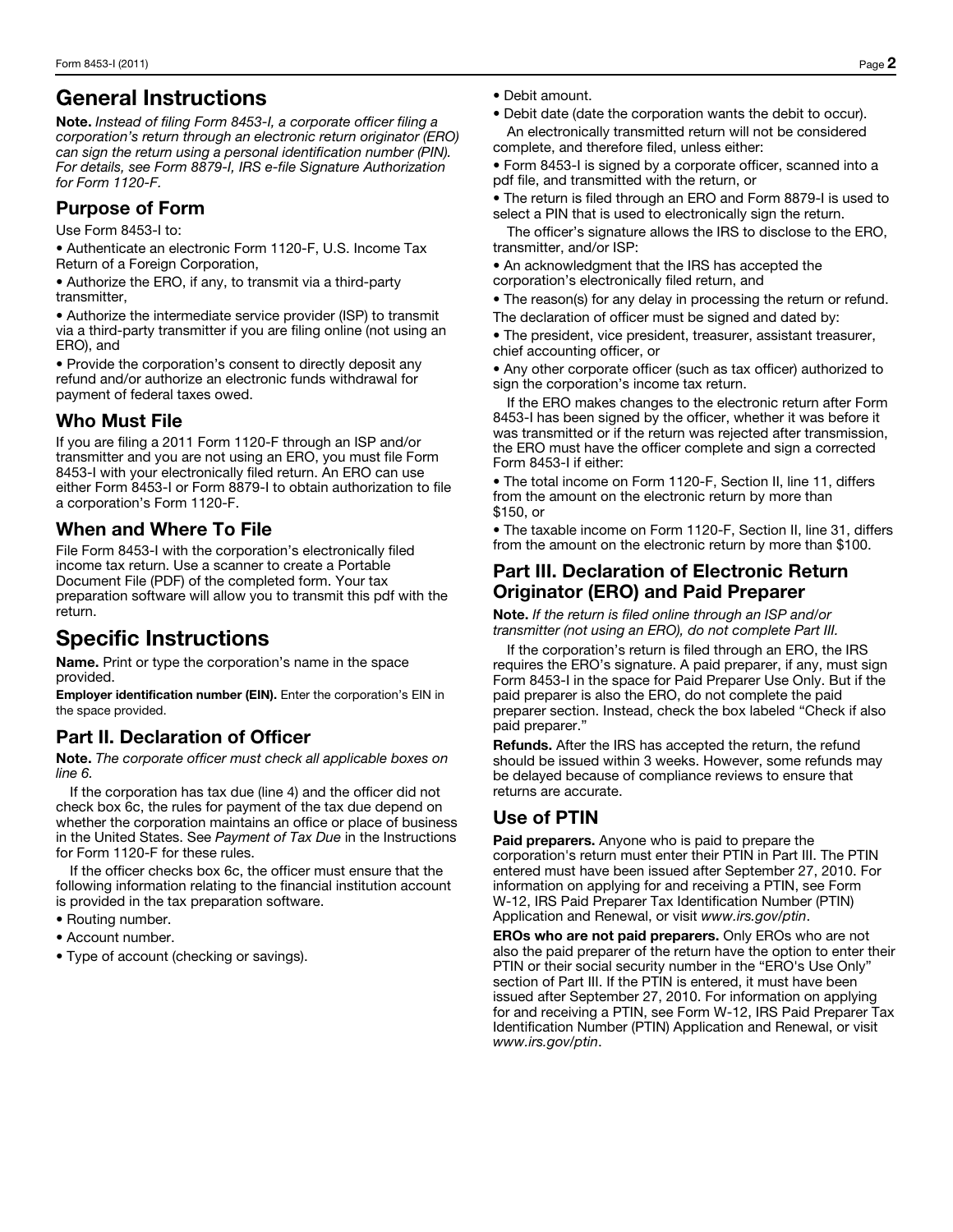# General Instructions

**Note.** *Instead of filing Form 8453-I, a corporate officer filing a corporation's return through an electronic return originator (ERO) can sign the return using a personal identification number (PIN). For details, see Form 8879-I, IRS e-file Signature Authorization for Form 1120-F.*

## Purpose of Form

Use Form 8453-I to:

- Authenticate an electronic Form 1120-F, U.S. Income Tax Return of a Foreign Corporation,
- Authorize the ERO, if any, to transmit via a third-party transmitter,
- Authorize the intermediate service provider (ISP) to transmit via a third-party transmitter if you are filing online (not using an ERO), and
- Provide the corporation's consent to directly deposit any refund and/or authorize an electronic funds withdrawal for payment of federal taxes owed.

## Who Must File

If you are filing a 2011 Form 1120-F through an ISP and/or transmitter and you are not using an ERO, you must file Form 8453-I with your electronically filed return. An ERO can use either Form 8453-I or Form 8879-I to obtain authorization to file a corporation's Form 1120-F.

## When and Where To File

File Form 8453-I with the corporation's electronically filed income tax return. Use a scanner to create a Portable Document File (PDF) of the completed form. Your tax preparation software will allow you to transmit this pdf with the return.

# Specific Instructions

**Name.** Print or type the corporation's name in the space provided.

**Employer identification number (EIN).** Enter the corporation's EIN in the space provided.

## Part II. Declaration of Officer

**Note.** *The corporate officer must check all applicable boxes on line 6.*

If the corporation has tax due (line 4) and the officer did not check box 6c, the rules for payment of the tax due depend on whether the corporation maintains an office or place of business in the United States. See *Payment of Tax Due* in the Instructions for Form 1120-F for these rules.

If the officer checks box 6c, the officer must ensure that the following information relating to the financial institution account is provided in the tax preparation software.

- Routing number.
- Account number.
- Type of account (checking or savings).
- Debit amount.
- Debit date (date the corporation wants the debit to occur).

An electronically transmitted return will not be considered complete, and therefore filed, unless either:

- Form 8453-I is signed by a corporate officer, scanned into a pdf file, and transmitted with the return, or
- The return is filed through an ERO and Form 8879-I is used to select a PIN that is used to electronically sign the return.

The officer's signature allows the IRS to disclose to the ERO, transmitter, and/or ISP:

- An acknowledgment that the IRS has accepted the corporation's electronically filed return, and
- The reason(s) for any delay in processing the return or refund.

The declaration of officer must be signed and dated by:

- The president, vice president, treasurer, assistant treasurer, chief accounting officer, or
- Any other corporate officer (such as tax officer) authorized to sign the corporation's income tax return.

If the ERO makes changes to the electronic return after Form 8453-I has been signed by the officer, whether it was before it was transmitted or if the return was rejected after transmission, the ERO must have the officer complete and sign a corrected Form 8453-I if either:

- The total income on Form 1120-F, Section II, line 11, differs from the amount on the electronic return by more than $150, or
- The taxable income on Form 1120-F, Section II, line 31, differs from the amount on the electronic return by more than $100.

## Part III. Declaration of Electronic Return Originator (ERO) and Paid Preparer

**Note.** *If the return is filed online through an ISP and/or transmitter (not using an ERO), do not complete Part III.*

If the corporation's return is filed through an ERO, the IRS requires the ERO's signature. A paid preparer, if any, must sign Form 8453-I in the space for Paid Preparer Use Only. But if the paid preparer is also the ERO, do not complete the paid preparer section. Instead, check the box labeled "Check if also paid preparer."

**Refunds.** After the IRS has accepted the return, the refund should be issued within 3 weeks. However, some refunds may be delayed because of compliance reviews to ensure that returns are accurate.

## Use of PTIN

**Paid preparers.** Anyone who is paid to prepare the corporation's return must enter their PTIN in Part III. The PTIN entered must have been issued after September 27, 2010. For information on applying for and receiving a PTIN, see Form W-12, IRS Paid Preparer Tax Identification Number (PTIN) Application and Renewal, or visit *www.irs.gov/ptin*.

**EROs who are not paid preparers.** Only EROs who are not also the paid preparer of the return have the option to enter their PTIN or their social security number in the "ERO's Use Only" section of Part III. If the PTIN is entered, it must have been issued after September 27, 2010. For information on applying for and receiving a PTIN, see Form W-12, IRS Paid Preparer Tax Identification Number (PTIN) Application and Renewal, or visit *www.irs.gov/ptin*.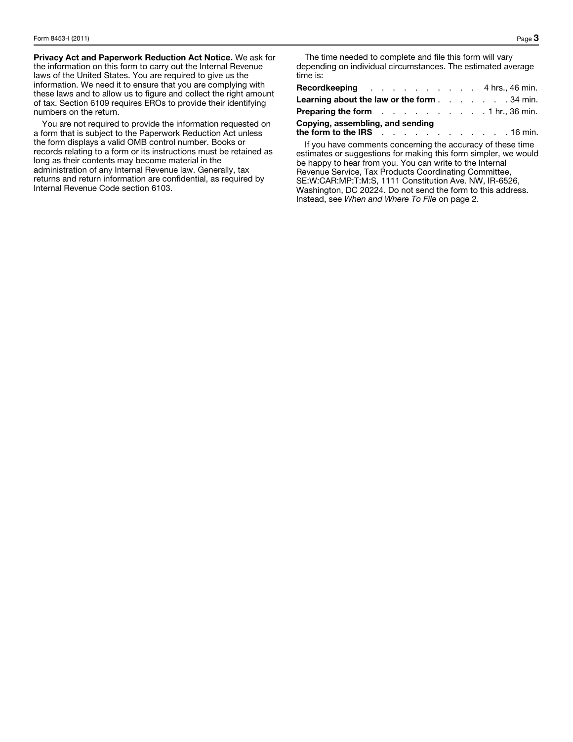**Privacy Act and Paperwork Reduction Act Notice.** We ask for the information on this form to carry out the Internal Revenue laws of the United States. You are required to give us the information. We need it to ensure that you are complying with these laws and to allow us to figure and collect the right amount of tax. Section 6109 requires EROs to provide their identifying numbers on the return.

You are not required to provide the information requested on a form that is subject to the Paperwork Reduction Act unless the form displays a valid OMB control number. Books or records relating to a form or its instructions must be retained as long as their contents may become material in the administration of any Internal Revenue law. Generally, tax returns and return information are confidential, as required by Internal Revenue Code section 6103.

The time needed to complete and file this form will vary depending on individual circumstances. The estimated average time is:

| | |
|---|---|
| **Recordkeeping** | 4 hrs., 46 min. |
| **Learning about the law or the form** | 34 min. |
| **Preparing the form** | 1 hr., 36 min. |
| **Copying, assembling, and sending the form to the IRS** | 16 min. |

If you have comments concerning the accuracy of these time estimates or suggestions for making this form simpler, we would be happy to hear from you. You can write to the Internal Revenue Service, Tax Products Coordinating Committee, SE:W:CAR:MP:T:M:S, 1111 Constitution Ave. NW, IR-6526, Washington, DC 20224. Do not send the form to this address. Instead, see *When and Where To File* on page 2.